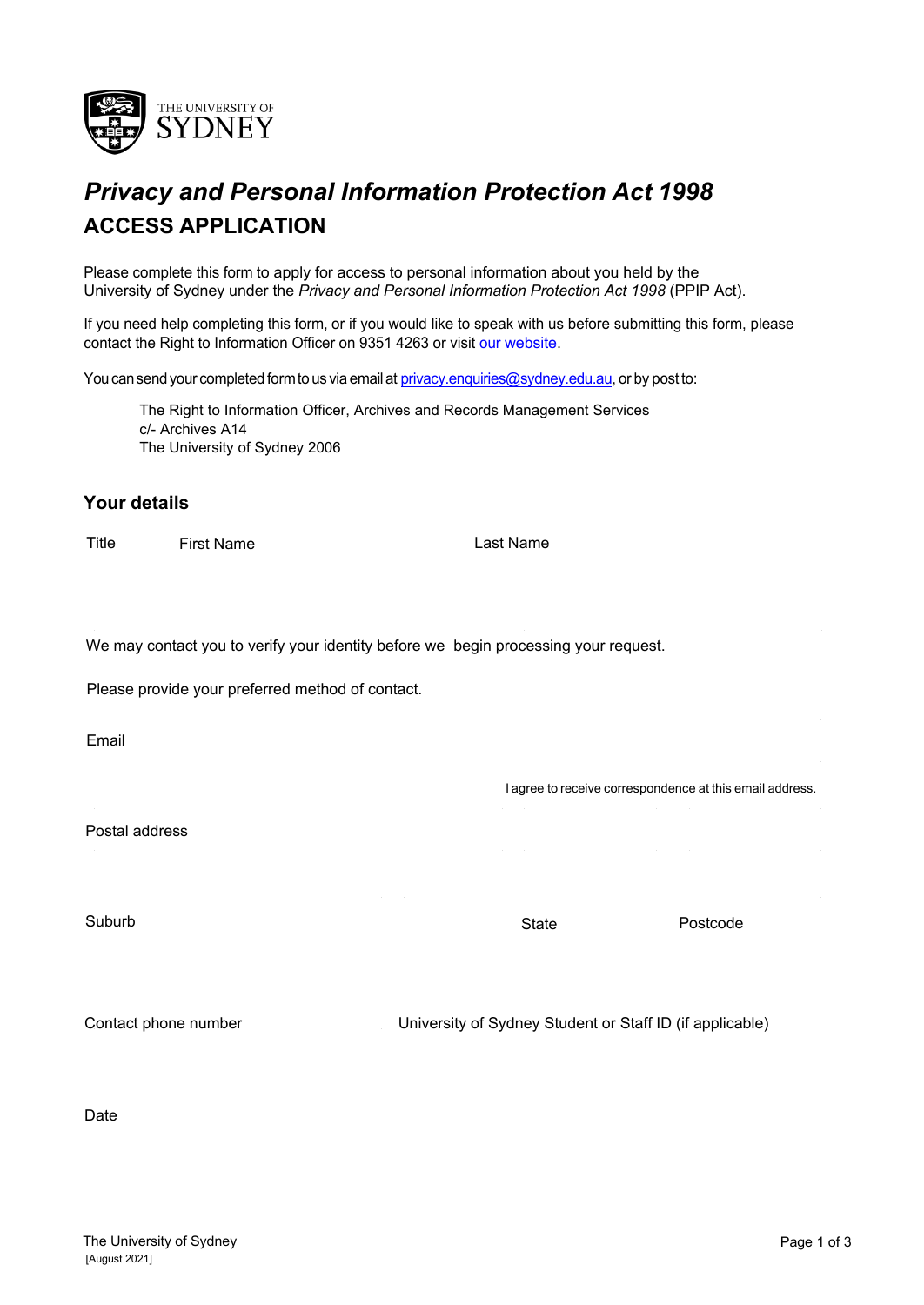# *Privacy and Personal Information Protection Act 1998*

## ACCESS APPLICATION

Please complete this form to apply for access to personal information about you held by the University of Sydney under the *Privacy and Personal Information Protection Act 1998* (PPIP Act).

If you need help completing this form, or if you would like to speak with us before submitting this form, please contact the Right to Information Officer on 9351 4263 or visit our website.

You can send your completed form to us via email at privacy.enquiries@sydney.edu.au, or by post to:

> The Right to Information Officer, Archives and Records Management Services
> c/- Archives A14
> The University of Sydney 2006

### Your details

Title

First Name

Last Name

We may contact you to verify your identity before we begin processing your request.

Please provide your preferred method of contact.

Email

I agree to receive correspondence at this email address.

Postal address

Suburb

State

Postcode

Contact phone number

University of Sydney Student or Staff ID (if applicable)

Date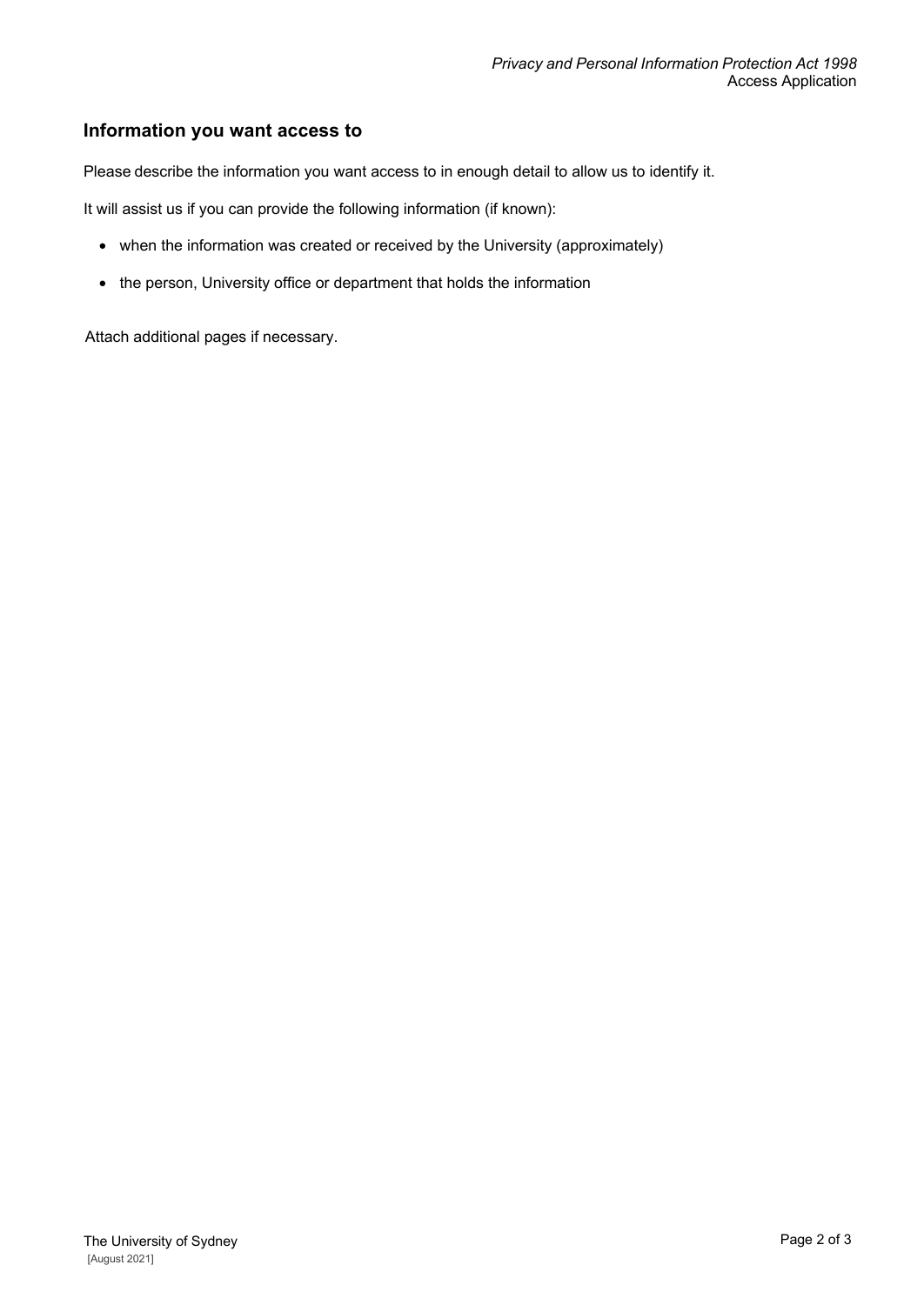## Information you want access to

Please describe the information you want access to in enough detail to allow us to identify it.

It will assist us if you can provide the following information (if known):

- when the information was created or received by the University (approximately)
- the person, University office or department that holds the information

Attach additional pages if necessary.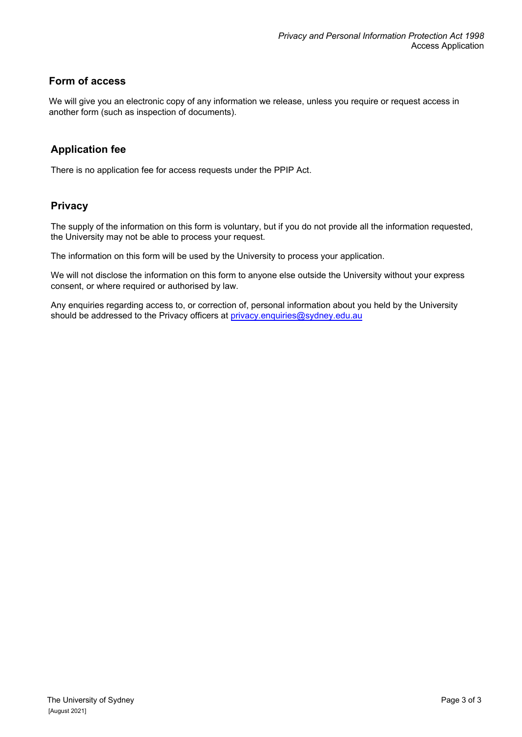## Form of access

We will give you an electronic copy of any information we release, unless you require or request access in another form (such as inspection of documents).

## Application fee

There is no application fee for access requests under the PPIP Act.

## Privacy

The supply of the information on this form is voluntary, but if you do not provide all the information requested, the University may not be able to process your request.

The information on this form will be used by the University to process your application.

We will not disclose the information on this form to anyone else outside the University without your express consent, or where required or authorised by law.

Any enquiries regarding access to, or correction of, personal information about you held by the University should be addressed to the Privacy officers at privacy.enquiries@sydney.edu.au